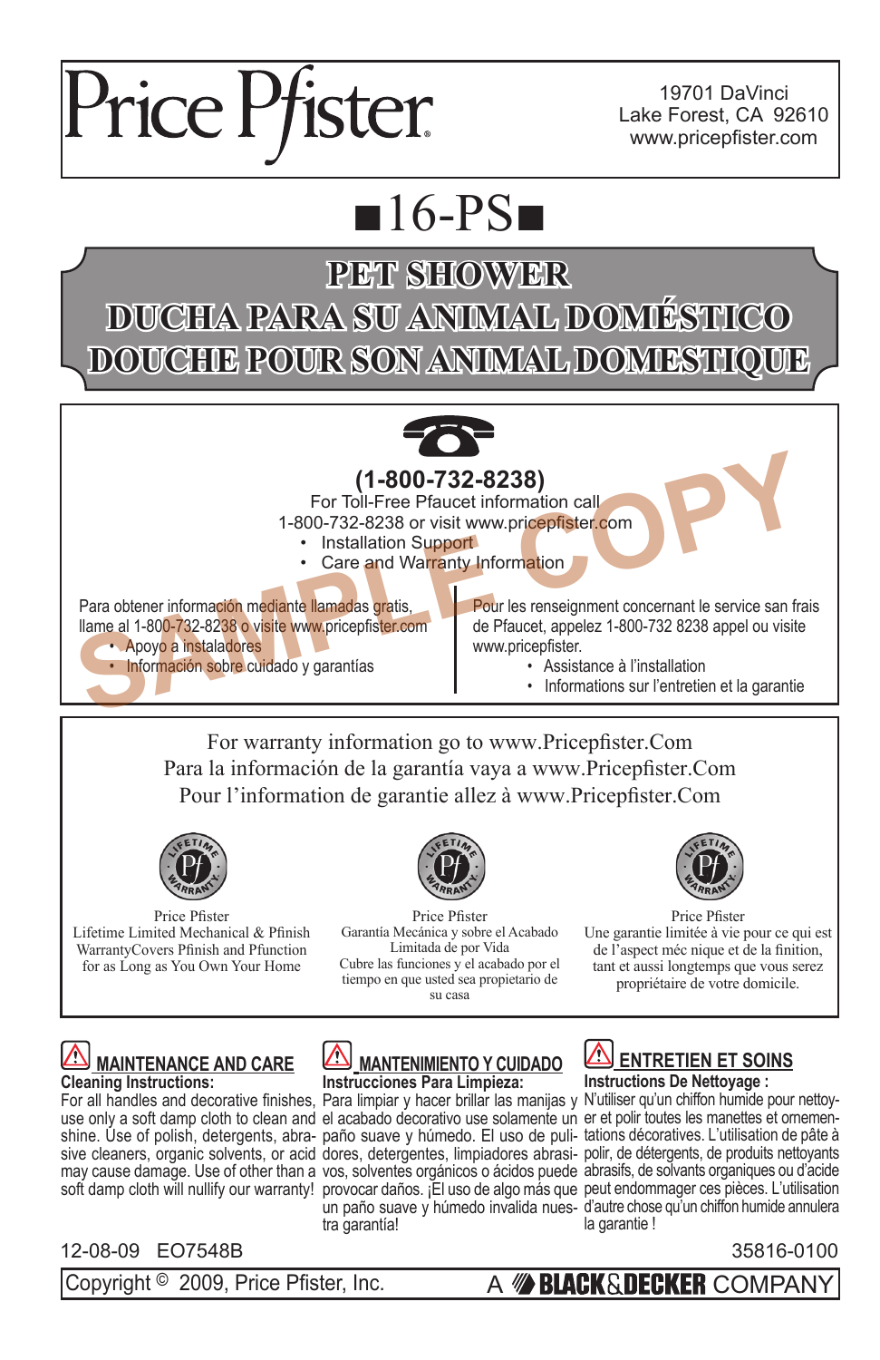# Price Pfister

19701 DaVinci
Lake Forest, CA 92610
www.pricepfister.com

# ■16-PS■

## PET SHOWER
## DUCHA PARA SU ANIMAL DOMÉSTICO
## DOUCHE POUR SON ANIMAL DOMESTIQUE

**(1-800-732-8238)**

For Toll-Free Pfaucet information call
1-800-732-8238 or visit www.pricepfister.com

- Installation Support
- Care and Warranty Information

Para obtener información mediante llamadas gratis, llame al 1-800-732-8238 o visite www.pricepfister.com

- Apoyo a instaladores
- Información sobre cuidado y garantías

Pour les renseignment concernant le service san frais de Pfaucet, appelez 1-800-732 8238 appel ou visite www.pricepfister.

- Assistance à l'installation
- Informations sur l'entretien et la garantie

SAMPLE COPY

For warranty information go to www.Pricepfister.Com
Para la información de la garantía vaya a www.Pricepfister.Com
Pour l'information de garantie allez à www.Pricepfister.Com

Price Pfister
Lifetime Limited Mechanical & Pfinish WarrantyCovers Pfinish and Pfunction for as Long as You Own Your Home

Price Pfister
Garantía Mecánica y sobre el Acabado Limitada de por Vida
Cubre las funciones y el acabado por el tiempo en que usted sea propietario de su casa

Price Pfister
Une garantie limitée à vie pour ce qui est de l'aspect méc nique et de la finition, tant et aussi longtemps que vous serez propriétaire de votre domicile.

### MAINTENANCE AND CARE

**Cleaning Instructions:**
For all handles and decorative finishes, use only a soft damp cloth to clean and shine. Use of polish, detergents, abrasive cleaners, organic solvents, or acid may cause damage. Use of other than a soft damp cloth will nullify our warranty!

### MANTENIMIENTO Y CUIDADO

**Instrucciones Para Limpieza:**
Para limpiar y hacer brillar las manijas y el acabado decorativo use solamente un paño suave y húmedo. El uso de pulidores, detergentes, limpiadores abrasivos, solventes orgánicos o ácidos puede provocar daños. ¡El uso de algo más que un paño suave y húmedo invalida nuestra garantía!

### ENTRETIEN ET SOINS

**Instructions De Nettoyage :**
N'utiliser qu'un chiffon humide pour nettoyer et polir toutes les manettes et ornementations décoratives. L'utilisation de pâte à polir, de détergents, de produits nettoyants abrasifs, de solvants organiques ou d'acide peut endommager ces pièces. L'utilisation d'autre chose qu'un chiffon humide annulera la garantie !

12-08-09 EO7548B 35816-0100

Copyright © 2009, Price Pfister, Inc. A BLACK&DECKER COMPANY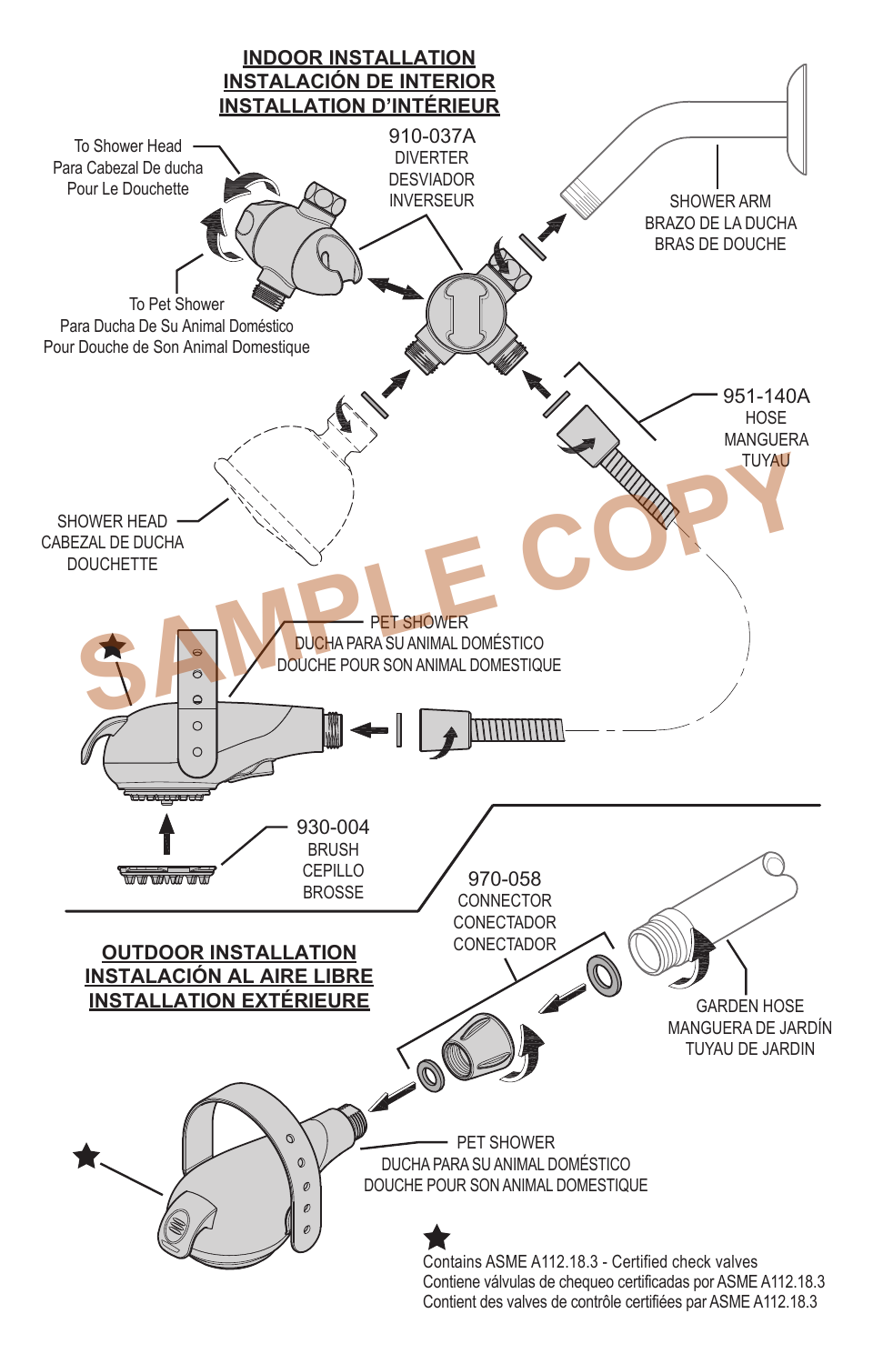## INDOOR INSTALLATION
## INSTALACIÓN DE INTERIOR
## INSTALLATION D'INTÉRIEUR

To Shower Head
Para Cabezal De ducha
Pour Le Douchette

910-037A
DIVERTER
DESVIADOR
INVERSEUR

SHOWER ARM
BRAZO DE LA DUCHA
BRAS DE DOUCHE

To Pet Shower
Para Ducha De Su Animal Doméstico
Pour Douche de Son Animal Domestique

951-140A
HOSE
MANGUERA
TUYAU

SHOWER HEAD
CABEZAL DE DUCHA
DOUCHETTE

SAMPLE COPY

PET SHOWER
DUCHA PARA SU ANIMAL DOMÉSTICO
DOUCHE POUR SON ANIMAL DOMESTIQUE

930-004
BRUSH
CEPILLO
BROSSE

## OUTDOOR INSTALLATION
## INSTALACIÓN AL AIRE LIBRE
## INSTALLATION EXTÉRIEURE

970-058
CONNECTOR
CONECTADOR
CONECTADOR

GARDEN HOSE
MANGUERA DE JARDÍN
TUYAU DE JARDIN

PET SHOWER
DUCHA PARA SU ANIMAL DOMÉSTICO
DOUCHE POUR SON ANIMAL DOMESTIQUE

★ Contains ASME A112.18.3 - Certified check valves
Contiene válvulas de chequeo certificadas por ASME A112.18.3
Contient des valves de contrôle certifiées par ASME A112.18.3